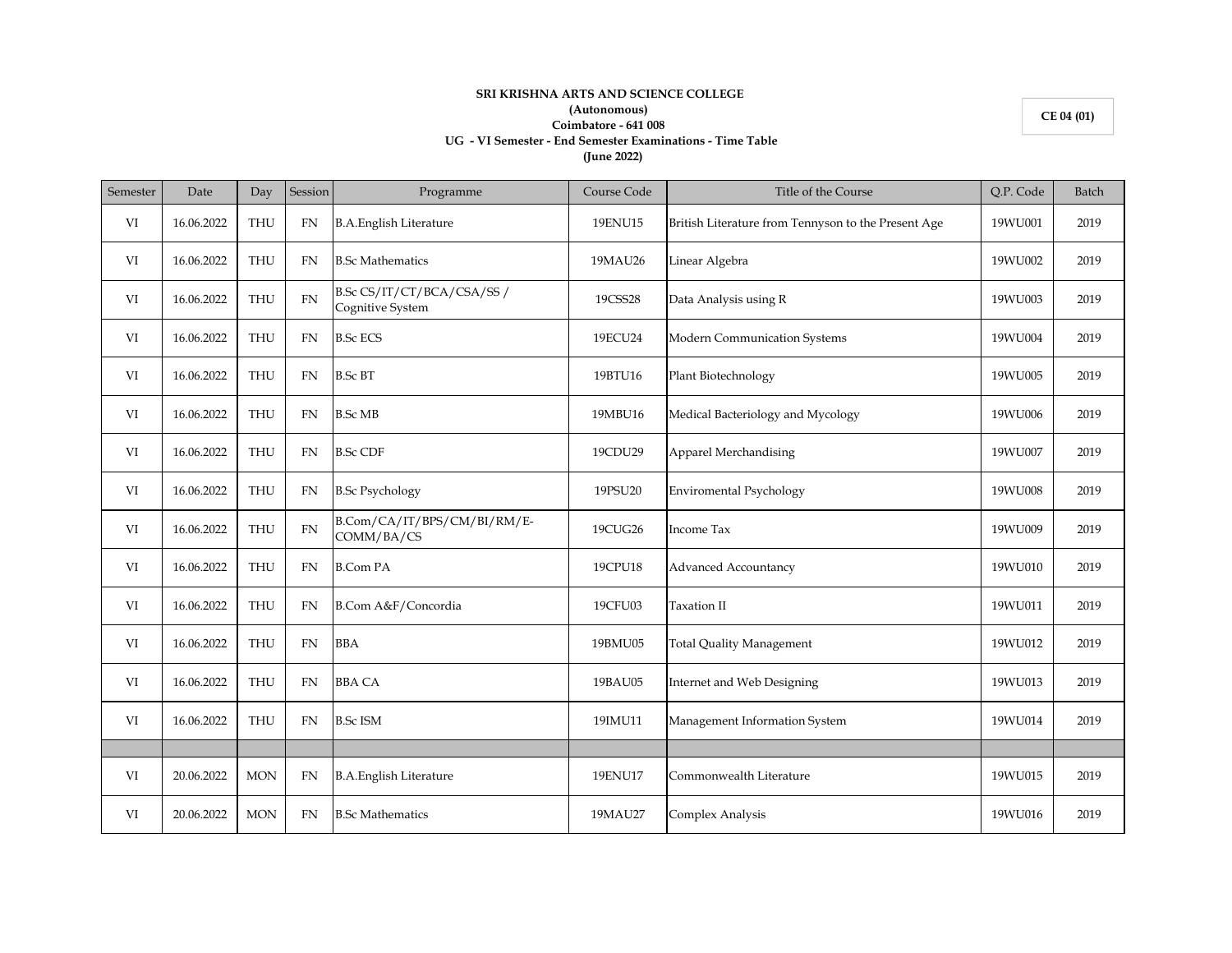**SRI KRISHNA ARTS AND SCIENCE COLLEGE**
**(Autonomous)**
**Coimbatore - 641 008**
**UG - VI Semester - End Semester Examinations - Time Table**
**(June 2022)**

**CE 04 (01)**

| Semester | Date | Day | Session | Programme | Course Code | Title of the Course | Q.P. Code | Batch |
|---|---|---|---|---|---|---|---|---|
| VI | 16.06.2022 | THU | FN | B.A.English Literature | 19ENU15 | British Literature from Tennyson to the Present Age | 19WU001 | 2019 |
| VI | 16.06.2022 | THU | FN | B.Sc Mathematics | 19MAU26 | Linear Algebra | 19WU002 | 2019 |
| VI | 16.06.2022 | THU | FN | B.Sc CS/IT/CT/BCA/CSA/SS / Cognitive System | 19CSS28 | Data Analysis using R | 19WU003 | 2019 |
| VI | 16.06.2022 | THU | FN | B.Sc ECS | 19ECU24 | Modern Communication Systems | 19WU004 | 2019 |
| VI | 16.06.2022 | THU | FN | B.Sc BT | 19BTU16 | Plant Biotechnology | 19WU005 | 2019 |
| VI | 16.06.2022 | THU | FN | B.Sc MB | 19MBU16 | Medical Bacteriology and Mycology | 19WU006 | 2019 |
| VI | 16.06.2022 | THU | FN | B.Sc CDF | 19CDU29 | Apparel Merchandising | 19WU007 | 2019 |
| VI | 16.06.2022 | THU | FN | B.Sc Psychology | 19PSU20 | Enviromental Psychology | 19WU008 | 2019 |
| VI | 16.06.2022 | THU | FN | B.Com/CA/IT/BPS/CM/BI/RM/E-COMM/BA/CS | 19CUG26 | Income Tax | 19WU009 | 2019 |
| VI | 16.06.2022 | THU | FN | B.Com PA | 19CPU18 | Advanced Accountancy | 19WU010 | 2019 |
| VI | 16.06.2022 | THU | FN | B.Com A&F/Concordia | 19CFU03 | Taxation II | 19WU011 | 2019 |
| VI | 16.06.2022 | THU | FN | BBA | 19BMU05 | Total Quality Management | 19WU012 | 2019 |
| VI | 16.06.2022 | THU | FN | BBA CA | 19BAU05 | Internet and Web Designing | 19WU013 | 2019 |
| VI | 16.06.2022 | THU | FN | B.Sc ISM | 19IMU11 | Management Information System | 19WU014 | 2019 |
| | | | | | | | | |
| VI | 20.06.2022 | MON | FN | B.A.English Literature | 19ENU17 | Commonwealth Literature | 19WU015 | 2019 |
| VI | 20.06.2022 | MON | FN | B.Sc Mathematics | 19MAU27 | Complex Analysis | 19WU016 | 2019 |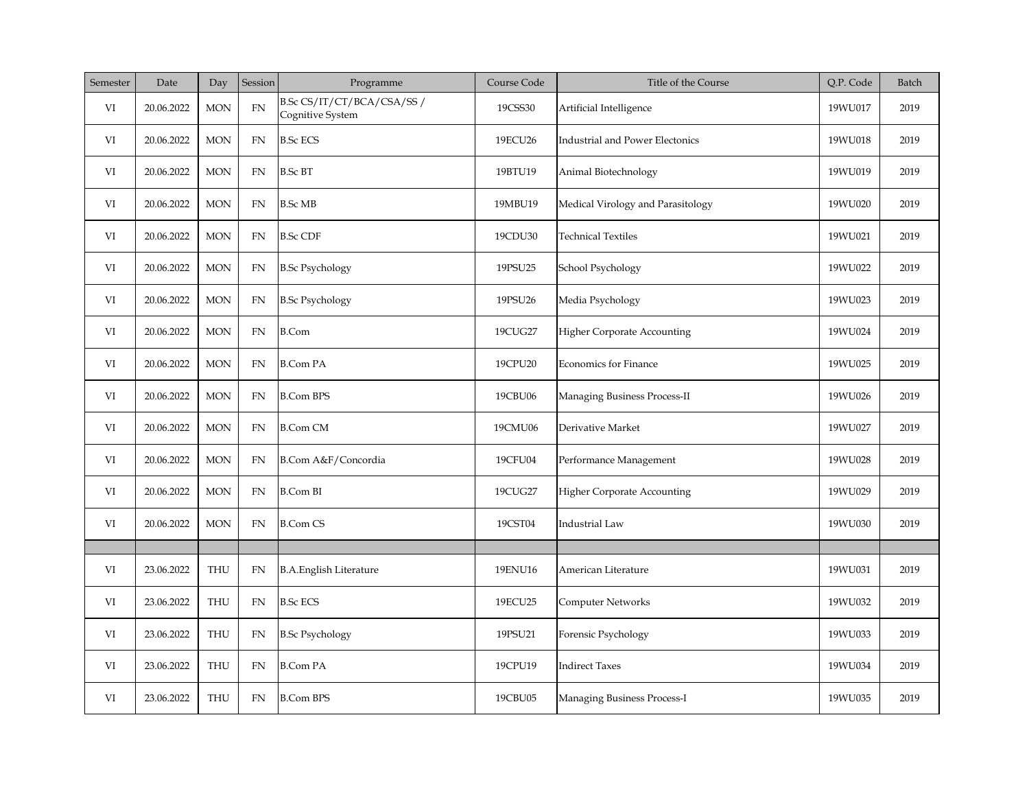| Semester | Date | Day | Session | Programme | Course Code | Title of the Course | Q.P. Code | Batch |
|---|---|---|---|---|---|---|---|---|
| VI | 20.06.2022 | MON | FN | B.Sc CS/IT/CT/BCA/CSA/SS / Cognitive System | 19CSS30 | Artificial Intelligence | 19WU017 | 2019 |
| VI | 20.06.2022 | MON | FN | B.Sc ECS | 19ECU26 | Industrial and Power Electonics | 19WU018 | 2019 |
| VI | 20.06.2022 | MON | FN | B.Sc BT | 19BTU19 | Animal Biotechnology | 19WU019 | 2019 |
| VI | 20.06.2022 | MON | FN | B.Sc MB | 19MBU19 | Medical Virology and Parasitology | 19WU020 | 2019 |
| VI | 20.06.2022 | MON | FN | B.Sc CDF | 19CDU30 | Technical Textiles | 19WU021 | 2019 |
| VI | 20.06.2022 | MON | FN | B.Sc Psychology | 19PSU25 | School Psychology | 19WU022 | 2019 |
| VI | 20.06.2022 | MON | FN | B.Sc Psychology | 19PSU26 | Media Psychology | 19WU023 | 2019 |
| VI | 20.06.2022 | MON | FN | B.Com | 19CUG27 | Higher Corporate Accounting | 19WU024 | 2019 |
| VI | 20.06.2022 | MON | FN | B.Com PA | 19CPU20 | Economics for Finance | 19WU025 | 2019 |
| VI | 20.06.2022 | MON | FN | B.Com BPS | 19CBU06 | Managing Business Process-II | 19WU026 | 2019 |
| VI | 20.06.2022 | MON | FN | B.Com CM | 19CMU06 | Derivative Market | 19WU027 | 2019 |
| VI | 20.06.2022 | MON | FN | B.Com A&F/Concordia | 19CFU04 | Performance Management | 19WU028 | 2019 |
| VI | 20.06.2022 | MON | FN | B.Com BI | 19CUG27 | Higher Corporate Accounting | 19WU029 | 2019 |
| VI | 20.06.2022 | MON | FN | B.Com CS | 19CST04 | Industrial Law | 19WU030 | 2019 |
| | | | | | | | | |
| VI | 23.06.2022 | THU | FN | B.A.English Literature | 19ENU16 | American Literature | 19WU031 | 2019 |
| VI | 23.06.2022 | THU | FN | B.Sc ECS | 19ECU25 | Computer Networks | 19WU032 | 2019 |
| VI | 23.06.2022 | THU | FN | B.Sc Psychology | 19PSU21 | Forensic Psychology | 19WU033 | 2019 |
| VI | 23.06.2022 | THU | FN | B.Com PA | 19CPU19 | Indirect Taxes | 19WU034 | 2019 |
| VI | 23.06.2022 | THU | FN | B.Com BPS | 19CBU05 | Managing Business Process-I | 19WU035 | 2019 |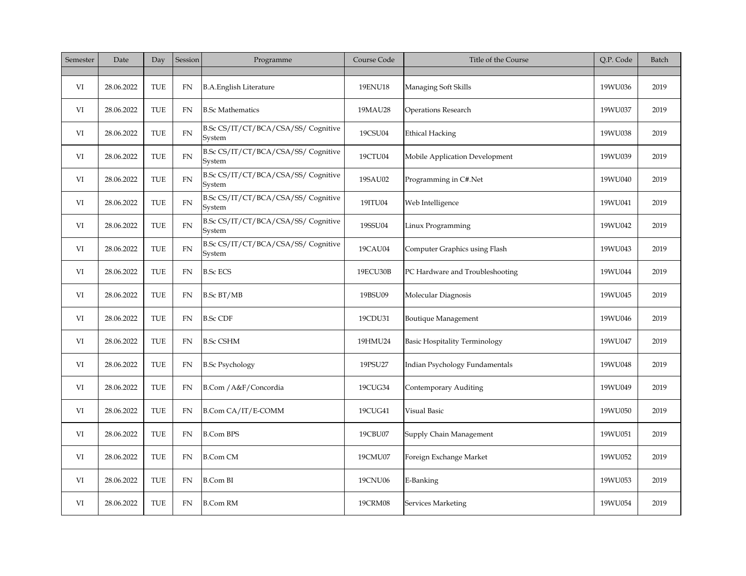| Semester | Date | Day | Session | Programme | Course Code | Title of the Course | Q.P. Code | Batch |
|---|---|---|---|---|---|---|---|---|
| | | | | | | | | |
| VI | 28.06.2022 | TUE | FN | B.A.English Literature | 19ENU18 | Managing Soft Skills | 19WU036 | 2019 |
| VI | 28.06.2022 | TUE | FN | B.Sc Mathematics | 19MAU28 | Operations Research | 19WU037 | 2019 |
| VI | 28.06.2022 | TUE | FN | B.Sc CS/IT/CT/BCA/CSA/SS/ Cognitive System | 19CSU04 | Ethical Hacking | 19WU038 | 2019 |
| VI | 28.06.2022 | TUE | FN | B.Sc CS/IT/CT/BCA/CSA/SS/ Cognitive System | 19CTU04 | Mobile Application Development | 19WU039 | 2019 |
| VI | 28.06.2022 | TUE | FN | B.Sc CS/IT/CT/BCA/CSA/SS/ Cognitive System | 19SAU02 | Programming in C#.Net | 19WU040 | 2019 |
| VI | 28.06.2022 | TUE | FN | B.Sc CS/IT/CT/BCA/CSA/SS/ Cognitive System | 19ITU04 | Web Intelligence | 19WU041 | 2019 |
| VI | 28.06.2022 | TUE | FN | B.Sc CS/IT/CT/BCA/CSA/SS/ Cognitive System | 19SSU04 | Linux Programming | 19WU042 | 2019 |
| VI | 28.06.2022 | TUE | FN | B.Sc CS/IT/CT/BCA/CSA/SS/ Cognitive System | 19CAU04 | Computer Graphics using Flash | 19WU043 | 2019 |
| VI | 28.06.2022 | TUE | FN | B.Sc ECS | 19ECU30B | PC Hardware and Troubleshooting | 19WU044 | 2019 |
| VI | 28.06.2022 | TUE | FN | B.Sc BT/MB | 19BSU09 | Molecular Diagnosis | 19WU045 | 2019 |
| VI | 28.06.2022 | TUE | FN | B.Sc CDF | 19CDU31 | Boutique Management | 19WU046 | 2019 |
| VI | 28.06.2022 | TUE | FN | B.Sc CSHM | 19HMU24 | Basic Hospitality Terminology | 19WU047 | 2019 |
| VI | 28.06.2022 | TUE | FN | B.Sc Psychology | 19PSU27 | Indian Psychology Fundamentals | 19WU048 | 2019 |
| VI | 28.06.2022 | TUE | FN | B.Com /A&F/Concordia | 19CUG34 | Contemporary Auditing | 19WU049 | 2019 |
| VI | 28.06.2022 | TUE | FN | B.Com CA/IT/E-COMM | 19CUG41 | Visual Basic | 19WU050 | 2019 |
| VI | 28.06.2022 | TUE | FN | B.Com BPS | 19CBU07 | Supply Chain Management | 19WU051 | 2019 |
| VI | 28.06.2022 | TUE | FN | B.Com CM | 19CMU07 | Foreign Exchange Market | 19WU052 | 2019 |
| VI | 28.06.2022 | TUE | FN | B.Com BI | 19CNU06 | E-Banking | 19WU053 | 2019 |
| VI | 28.06.2022 | TUE | FN | B.Com RM | 19CRM08 | Services Marketing | 19WU054 | 2019 |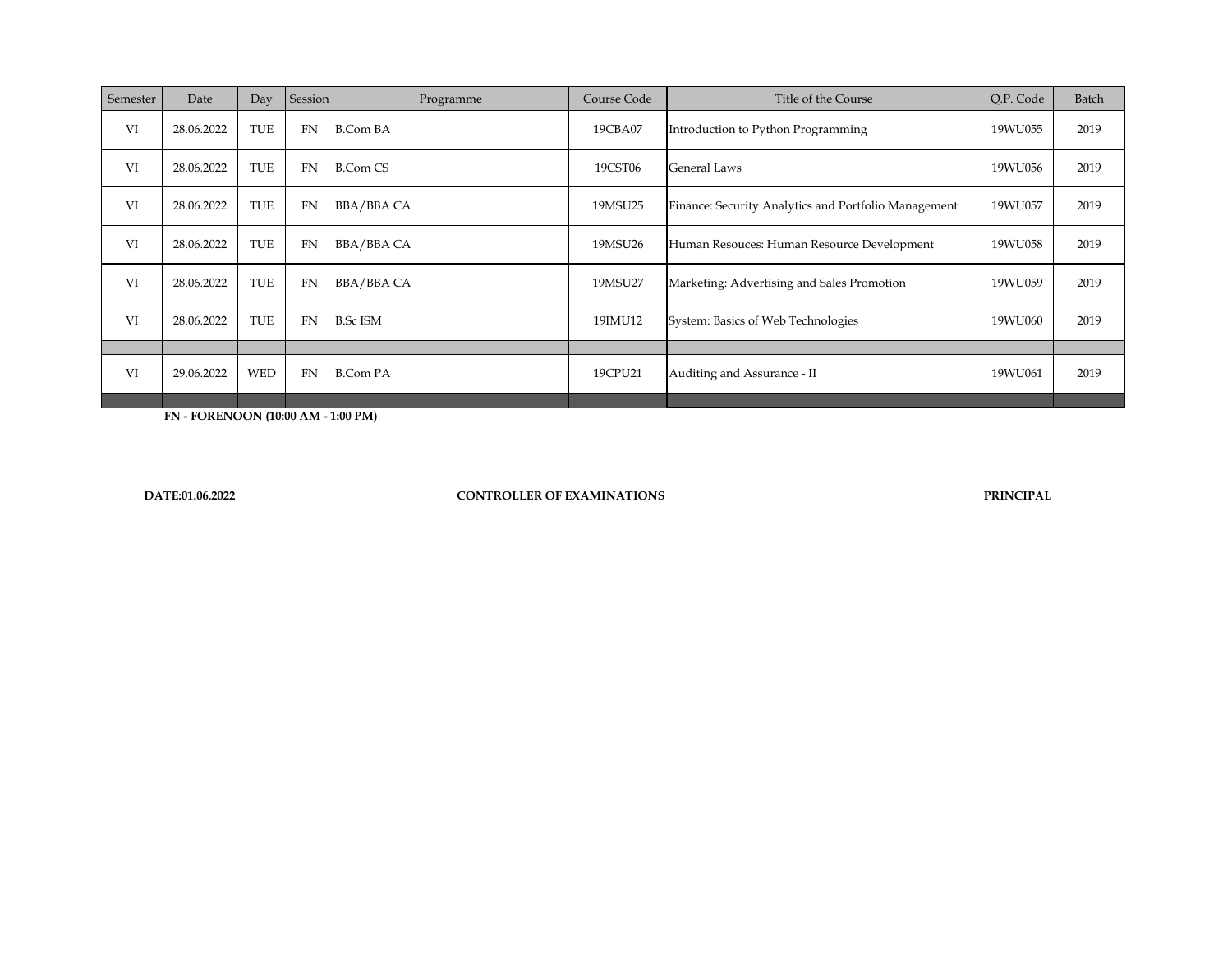| Semester | Date | Day | Session | Programme | Course Code | Title of the Course | Q.P. Code | Batch |
|---|---|---|---|---|---|---|---|---|
| VI | 28.06.2022 | TUE | FN | B.Com BA | 19CBA07 | Introduction to Python Programming | 19WU055 | 2019 |
| VI | 28.06.2022 | TUE | FN | B.Com CS | 19CST06 | General Laws | 19WU056 | 2019 |
| VI | 28.06.2022 | TUE | FN | BBA/BBA CA | 19MSU25 | Finance: Security Analytics and Portfolio Management | 19WU057 | 2019 |
| VI | 28.06.2022 | TUE | FN | BBA/BBA CA | 19MSU26 | Human Resouces: Human Resource Development | 19WU058 | 2019 |
| VI | 28.06.2022 | TUE | FN | BBA/BBA CA | 19MSU27 | Marketing: Advertising and Sales Promotion | 19WU059 | 2019 |
| VI | 28.06.2022 | TUE | FN | B.Sc ISM | 19IMU12 | System: Basics of Web Technologies | 19WU060 | 2019 |
| | | | | | | | | |
| VI | 29.06.2022 | WED | FN | B.Com PA | 19CPU21 | Auditing and Assurance - II | 19WU061 | 2019 |

**FN - FORENOON (10:00 AM - 1:00 PM)**

**DATE:01.06.2022** **CONTROLLER OF EXAMINATIONS** **PRINCIPAL**